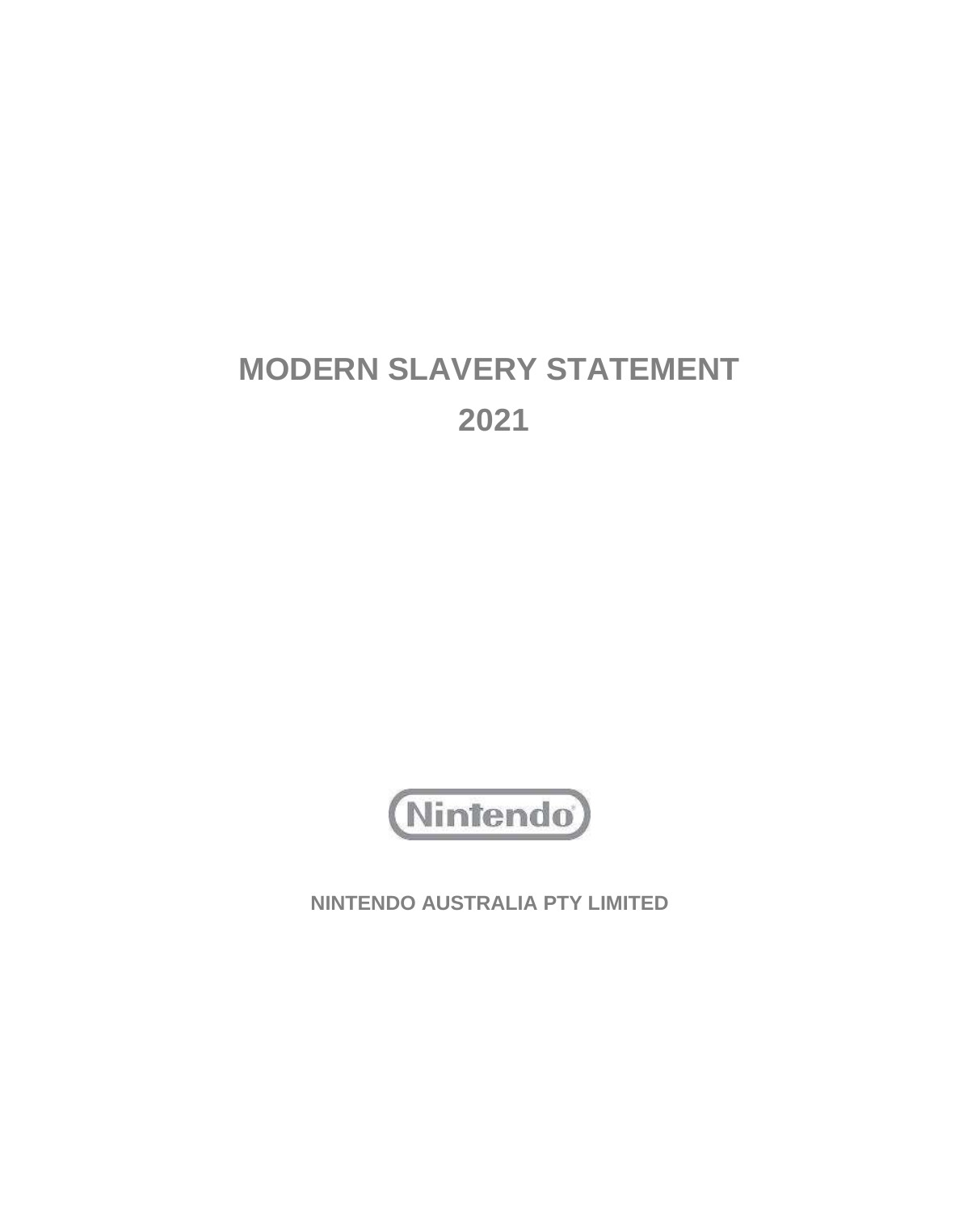# MODERN SLAVERY STATEMENT

# 2021

Nintendo

**NINTENDO AUSTRALIA PTY LIMITED**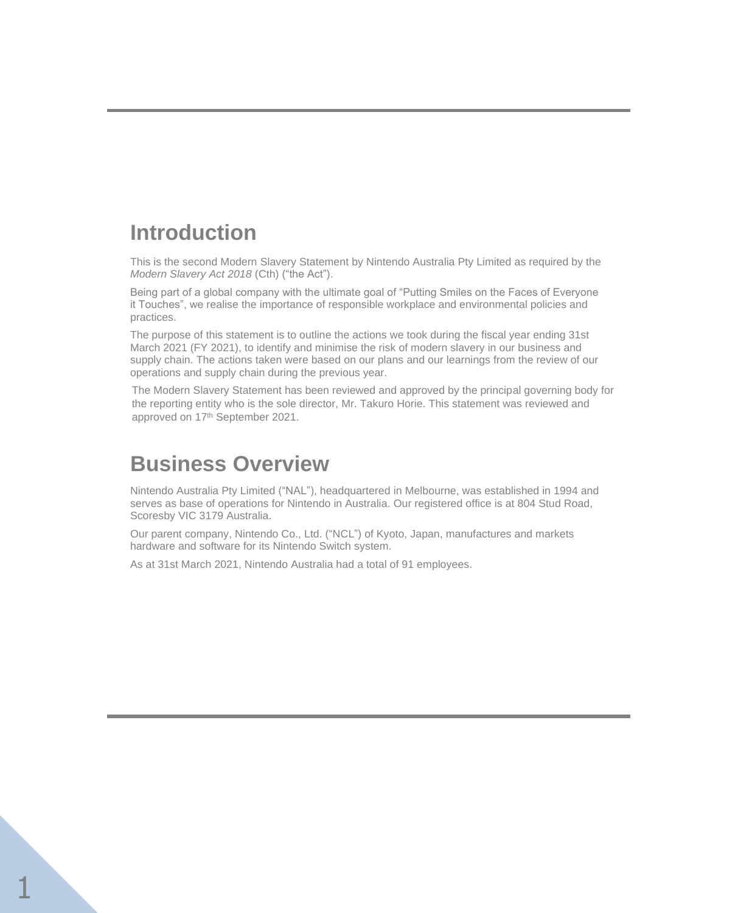## Introduction

This is the second Modern Slavery Statement by Nintendo Australia Pty Limited as required by the *Modern Slavery Act 2018* (Cth) ("the Act").

Being part of a global company with the ultimate goal of "Putting Smiles on the Faces of Everyone it Touches", we realise the importance of responsible workplace and environmental policies and practices.

The purpose of this statement is to outline the actions we took during the fiscal year ending 31st March 2021 (FY 2021), to identify and minimise the risk of modern slavery in our business and supply chain. The actions taken were based on our plans and our learnings from the review of our operations and supply chain during the previous year.

The Modern Slavery Statement has been reviewed and approved by the principal governing body for the reporting entity who is the sole director, Mr. Takuro Horie. This statement was reviewed and approved on 17th September 2021.

## Business Overview

Nintendo Australia Pty Limited ("NAL"), headquartered in Melbourne, was established in 1994 and serves as base of operations for Nintendo in Australia. Our registered office is at 804 Stud Road, Scoresby VIC 3179 Australia.

Our parent company, Nintendo Co., Ltd. ("NCL") of Kyoto, Japan, manufactures and markets hardware and software for its Nintendo Switch system.

As at 31st March 2021, Nintendo Australia had a total of 91 employees.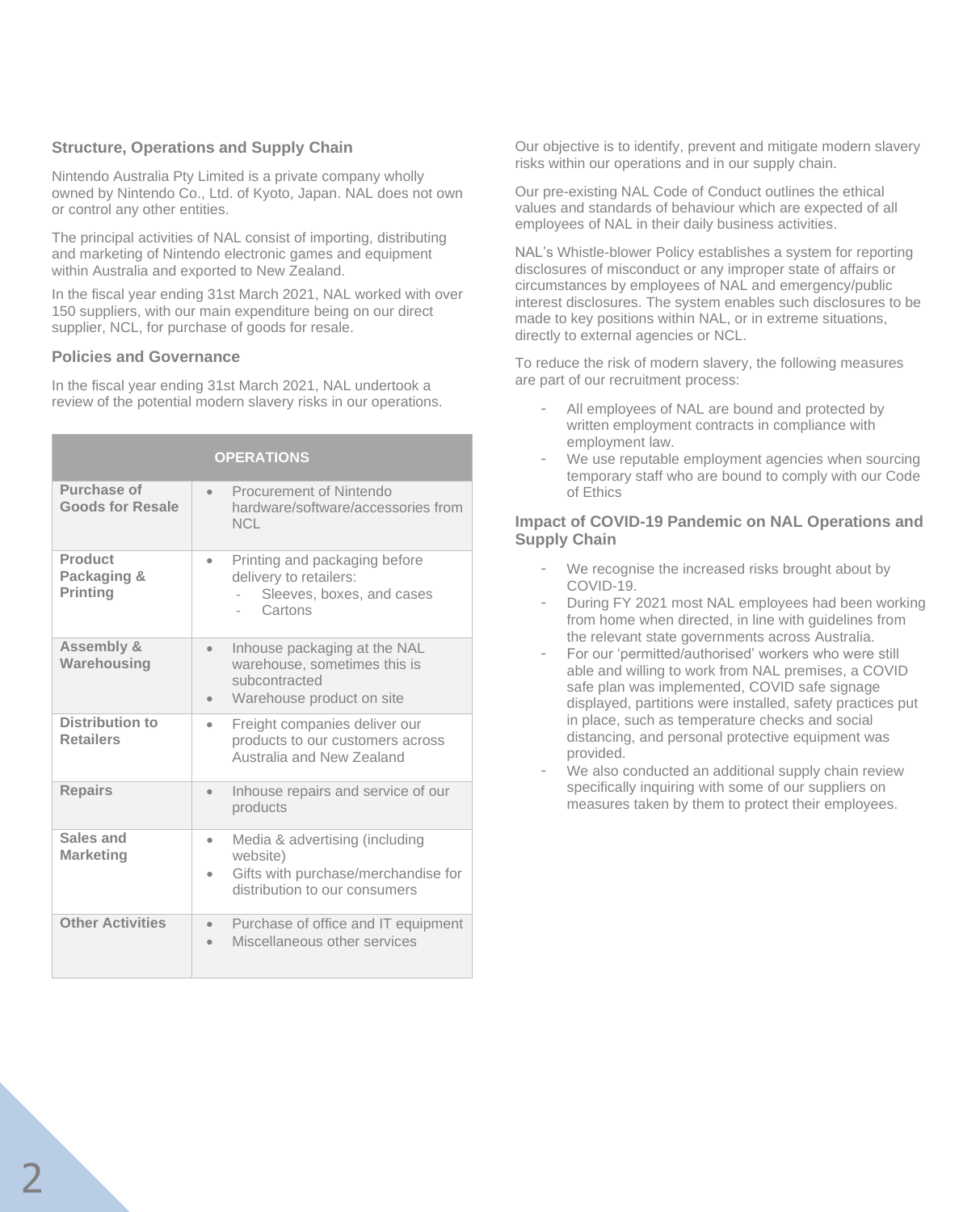## Structure, Operations and Supply Chain

Nintendo Australia Pty Limited is a private company wholly owned by Nintendo Co., Ltd. of Kyoto, Japan. NAL does not own or control any other entities.

The principal activities of NAL consist of importing, distributing and marketing of Nintendo electronic games and equipment within Australia and exported to New Zealand.

In the fiscal year ending 31st March 2021, NAL worked with over 150 suppliers, with our main expenditure being on our direct supplier, NCL, for purchase of goods for resale.

## Policies and Governance

In the fiscal year ending 31st March 2021, NAL undertook a review of the potential modern slavery risks in our operations.

| OPERATIONS | |
|---|---|
| **Purchase of Goods for Resale** | • Procurement of Nintendo hardware/software/accessories from NCL |
| **Product Packaging & Printing** | • Printing and packaging before delivery to retailers:<br>- Sleeves, boxes, and cases<br>- Cartons |
| **Assembly & Warehousing** | • Inhouse packaging at the NAL warehouse, sometimes this is subcontracted<br>• Warehouse product on site |
| **Distribution to Retailers** | • Freight companies deliver our products to our customers across Australia and New Zealand |
| **Repairs** | • Inhouse repairs and service of our products |
| **Sales and Marketing** | • Media & advertising (including website)<br>• Gifts with purchase/merchandise for distribution to our consumers |
| **Other Activities** | • Purchase of office and IT equipment<br>• Miscellaneous other services |

Our objective is to identify, prevent and mitigate modern slavery risks within our operations and in our supply chain.

Our pre-existing NAL Code of Conduct outlines the ethical values and standards of behaviour which are expected of all employees of NAL in their daily business activities.

NAL's Whistle-blower Policy establishes a system for reporting disclosures of misconduct or any improper state of affairs or circumstances by employees of NAL and emergency/public interest disclosures. The system enables such disclosures to be made to key positions within NAL, or in extreme situations, directly to external agencies or NCL.

To reduce the risk of modern slavery, the following measures are part of our recruitment process:

- All employees of NAL are bound and protected by written employment contracts in compliance with employment law.
- We use reputable employment agencies when sourcing temporary staff who are bound to comply with our Code of Ethics

## Impact of COVID-19 Pandemic on NAL Operations and Supply Chain

- We recognise the increased risks brought about by COVID-19.
- During FY 2021 most NAL employees had been working from home when directed, in line with guidelines from the relevant state governments across Australia.
- For our 'permitted/authorised' workers who were still able and willing to work from NAL premises, a COVID safe plan was implemented, COVID safe signage displayed, partitions were installed, safety practices put in place, such as temperature checks and social distancing, and personal protective equipment was provided.
- We also conducted an additional supply chain review specifically inquiring with some of our suppliers on measures taken by them to protect their employees.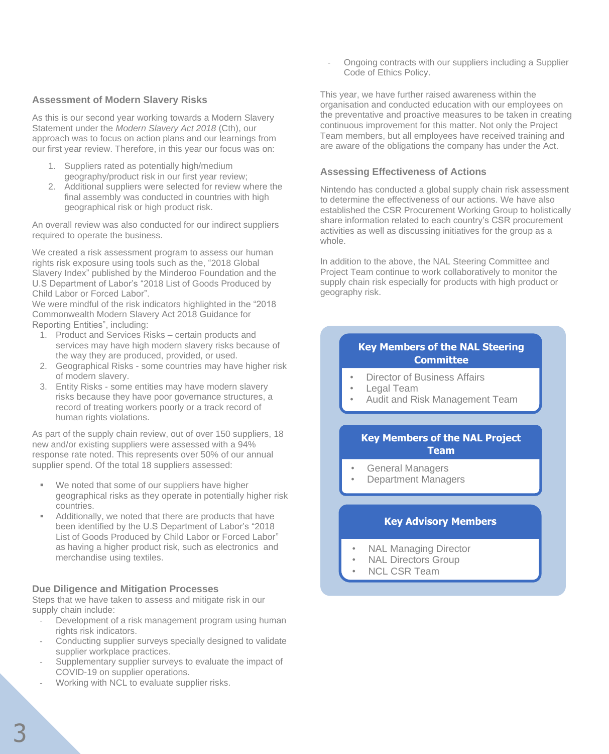### Assessment of Modern Slavery Risks

As this is our second year working towards a Modern Slavery Statement under the *Modern Slavery Act 2018* (Cth), our approach was to focus on action plans and our learnings from our first year review. Therefore, in this year our focus was on:

1. Suppliers rated as potentially high/medium geography/product risk in our first year review;
2. Additional suppliers were selected for review where the final assembly was conducted in countries with high geographical risk or high product risk.

An overall review was also conducted for our indirect suppliers required to operate the business.

We created a risk assessment program to assess our human rights risk exposure using tools such as the, "2018 Global Slavery Index" published by the Minderoo Foundation and the U.S Department of Labor's "2018 List of Goods Produced by Child Labor or Forced Labor".

We were mindful of the risk indicators highlighted in the "2018 Commonwealth Modern Slavery Act 2018 Guidance for Reporting Entities", including:

1. Product and Services Risks – certain products and services may have high modern slavery risks because of the way they are produced, provided, or used.
2. Geographical Risks - some countries may have higher risk of modern slavery.
3. Entity Risks - some entities may have modern slavery risks because they have poor governance structures, a record of treating workers poorly or a track record of human rights violations.

As part of the supply chain review, out of over 150 suppliers, 18 new and/or existing suppliers were assessed with a 94% response rate noted. This represents over 50% of our annual supplier spend. Of the total 18 suppliers assessed:

- We noted that some of our suppliers have higher geographical risks as they operate in potentially higher risk countries.
- Additionally, we noted that there are products that have been identified by the U.S Department of Labor's "2018 List of Goods Produced by Child Labor or Forced Labor" as having a higher product risk, such as electronics and merchandise using textiles.

### Due Diligence and Mitigation Processes

Steps that we have taken to assess and mitigate risk in our supply chain include:

- Development of a risk management program using human rights risk indicators.
- Conducting supplier surveys specially designed to validate supplier workplace practices.
- Supplementary supplier surveys to evaluate the impact of COVID-19 on supplier operations.
- Working with NCL to evaluate supplier risks.
- Ongoing contracts with our suppliers including a Supplier Code of Ethics Policy.

This year, we have further raised awareness within the organisation and conducted education with our employees on the preventative and proactive measures to be taken in creating continuous improvement for this matter. Not only the Project Team members, but all employees have received training and are aware of the obligations the company has under the Act.

### Assessing Effectiveness of Actions

Nintendo has conducted a global supply chain risk assessment to determine the effectiveness of our actions. We have also established the CSR Procurement Working Group to holistically share information related to each country's CSR procurement activities as well as discussing initiatives for the group as a whole.

In addition to the above, the NAL Steering Committee and Project Team continue to work collaboratively to monitor the supply chain risk especially for products with high product or geography risk.

**Key Members of the NAL Steering Committee**

- Director of Business Affairs
- Legal Team
- Audit and Risk Management Team

**Key Members of the NAL Project Team**

- General Managers
- Department Managers

**Key Advisory Members**

- NAL Managing Director
- NAL Directors Group
- NCL CSR Team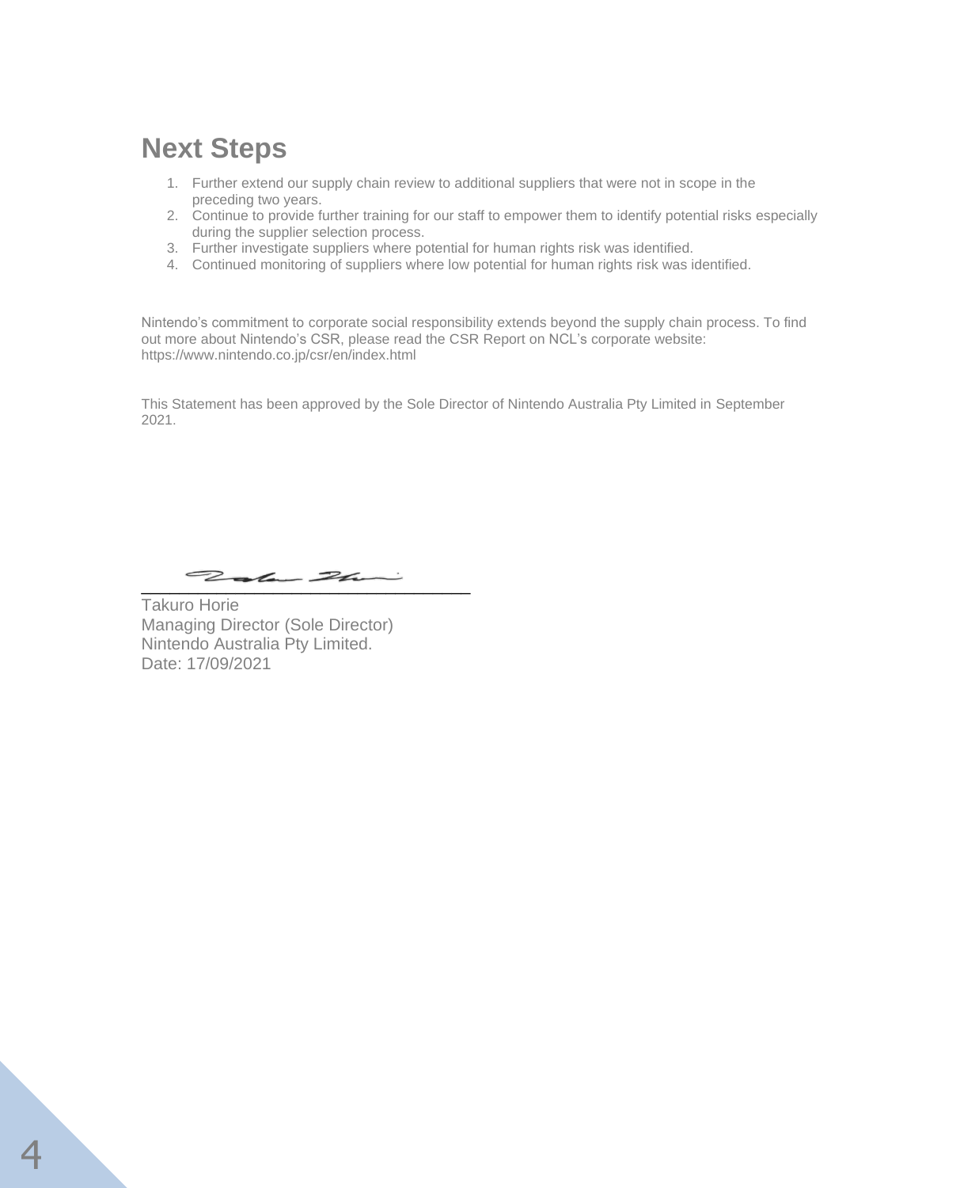## Next Steps

1. Further extend our supply chain review to additional suppliers that were not in scope in the preceding two years.
2. Continue to provide further training for our staff to empower them to identify potential risks especially during the supplier selection process.
3. Further investigate suppliers where potential for human rights risk was identified.
4. Continued monitoring of suppliers where low potential for human rights risk was identified.

Nintendo's commitment to corporate social responsibility extends beyond the supply chain process. To find out more about Nintendo's CSR, please read the CSR Report on NCL's corporate website: https://www.nintendo.co.jp/csr/en/index.html

This Statement has been approved by the Sole Director of Nintendo Australia Pty Limited in September 2021.

Takuro Horie
Managing Director (Sole Director)
Nintendo Australia Pty Limited.
Date: 17/09/2021